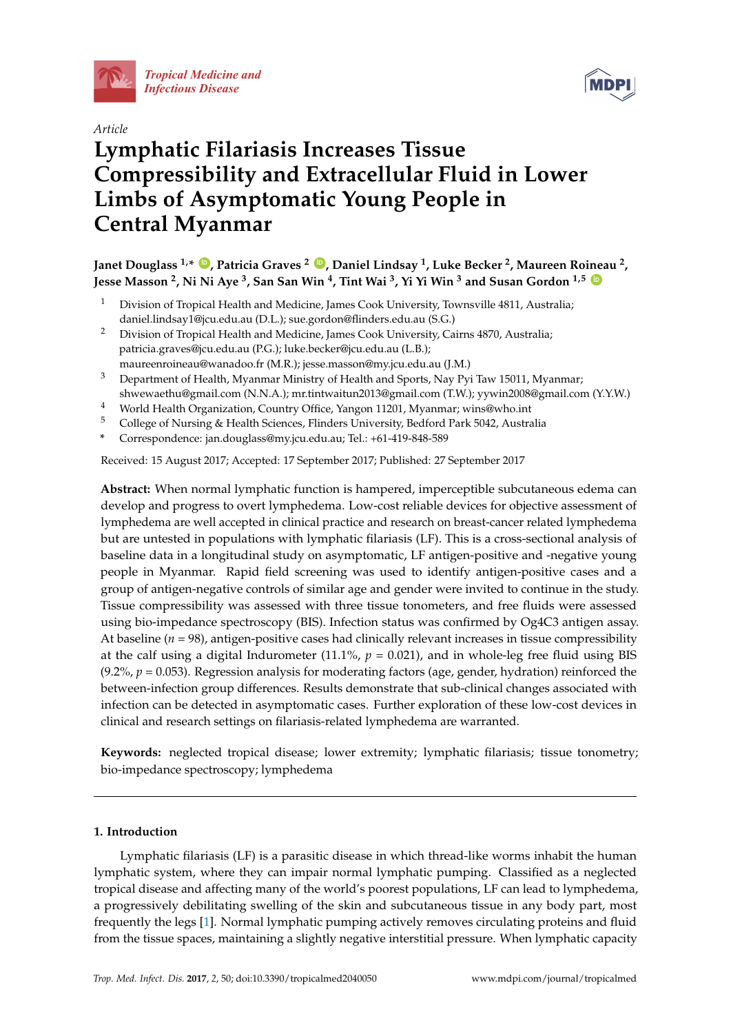*Article*

# Lymphatic Filariasis Increases Tissue Compressibility and Extracellular Fluid in Lower Limbs of Asymptomatic Young People in Central Myanmar

**Janet Douglass [1,*], Patricia Graves [2], Daniel Lindsay [1], Luke Becker [2], Maureen Roineau [2], Jesse Masson [2], Ni Ni Aye [3], San San Win [4], Tint Wai [3], Yi Yi Win [3] and Susan Gordon [1,5]**

1. Division of Tropical Health and Medicine, James Cook University, Townsville 4811, Australia; daniel.lindsay1@jcu.edu.au (D.L.); sue.gordon@flinders.edu.au (S.G.)
2. Division of Tropical Health and Medicine, James Cook University, Cairns 4870, Australia; patricia.graves@jcu.edu.au (P.G.); luke.becker@jcu.edu.au (L.B.); maureenroineau@wanadoo.fr (M.R.); jesse.masson@my.jcu.edu.au (J.M.)
3. Department of Health, Myanmar Ministry of Health and Sports, Nay Pyi Taw 15011, Myanmar; shwewaethu@gmail.com (N.N.A.); mr.tintwaitun2013@gmail.com (T.W.); yywin2008@gmail.com (Y.Y.W.)
4. World Health Organization, Country Office, Yangon 11201, Myanmar; wins@who.int
5. College of Nursing & Health Sciences, Flinders University, Bedford Park 5042, Australia

\* Correspondence: jan.douglass@my.jcu.edu.au; Tel.: +61-419-848-589

Received: 15 August 2017; Accepted: 17 September 2017; Published: 27 September 2017

**Abstract:** When normal lymphatic function is hampered, imperceptible subcutaneous edema can develop and progress to overt lymphedema. Low-cost reliable devices for objective assessment of lymphedema are well accepted in clinical practice and research on breast-cancer related lymphedema but are untested in populations with lymphatic filariasis (LF). This is a cross-sectional analysis of baseline data in a longitudinal study on asymptomatic, LF antigen-positive and -negative young people in Myanmar. Rapid field screening was used to identify antigen-positive cases and a group of antigen-negative controls of similar age and gender were invited to continue in the study. Tissue compressibility was assessed with three tissue tonometers, and free fluids were assessed using bio-impedance spectroscopy (BIS). Infection status was confirmed by Og4C3 antigen assay. At baseline ($n$ = 98), antigen-positive cases had clinically relevant increases in tissue compressibility at the calf using a digital Indurometer (11.1%, $p$ = 0.021), and in whole-leg free fluid using BIS (9.2%, $p$ = 0.053). Regression analysis for moderating factors (age, gender, hydration) reinforced the between-infection group differences. Results demonstrate that sub-clinical changes associated with infection can be detected in asymptomatic cases. Further exploration of these low-cost devices in clinical and research settings on filariasis-related lymphedema are warranted.

**Keywords:** neglected tropical disease; lower extremity; lymphatic filariasis; tissue tonometry; bio-impedance spectroscopy; lymphedema

## 1. Introduction

Lymphatic filariasis (LF) is a parasitic disease in which thread-like worms inhabit the human lymphatic system, where they can impair normal lymphatic pumping. Classified as a neglected tropical disease and affecting many of the world's poorest populations, LF can lead to lymphedema, a progressively debilitating swelling of the skin and subcutaneous tissue in any body part, most frequently the legs [1]. Normal lymphatic pumping actively removes circulating proteins and fluid from the tissue spaces, maintaining a slightly negative interstitial pressure. When lymphatic capacity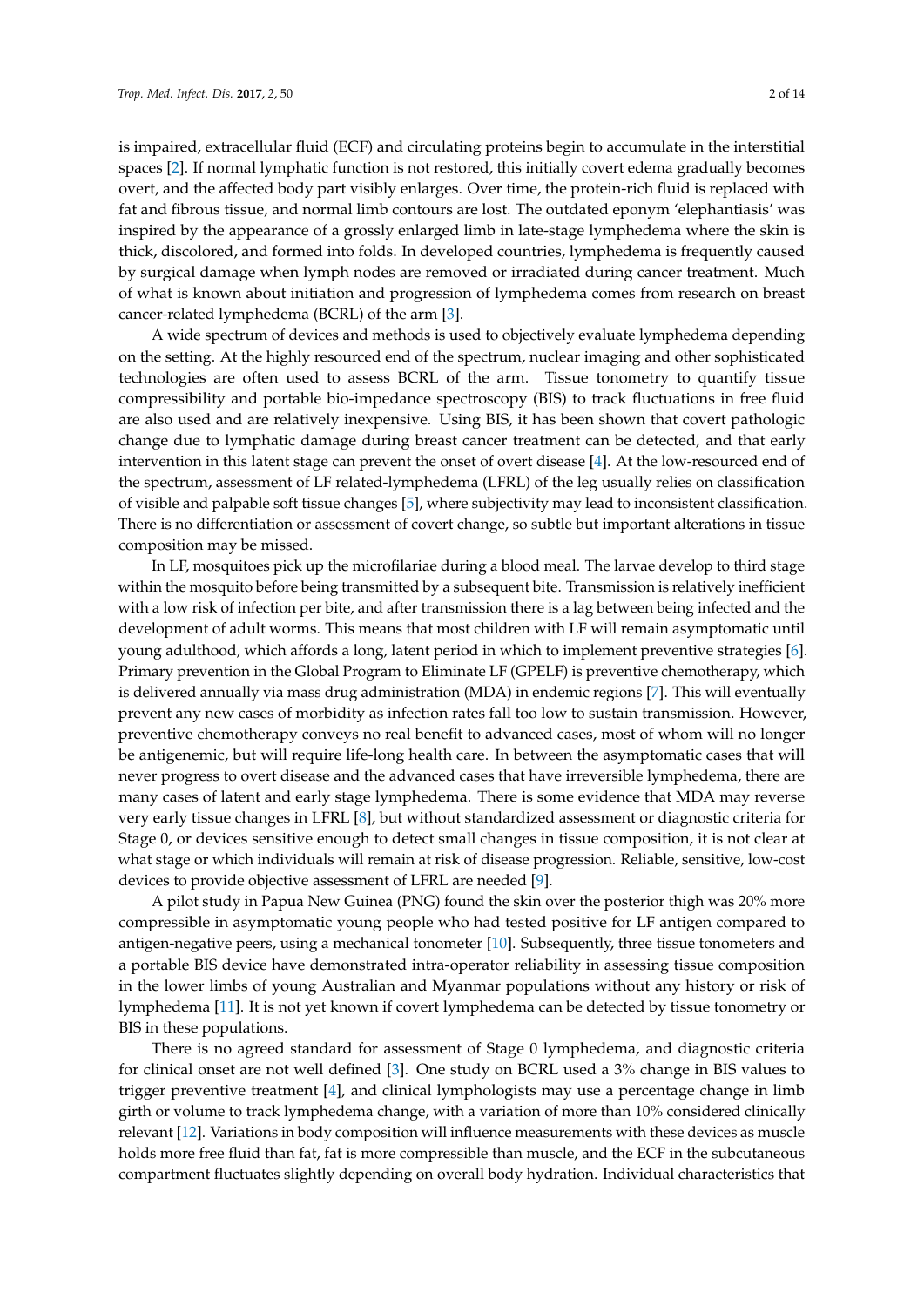is impaired, extracellular fluid (ECF) and circulating proteins begin to accumulate in the interstitial spaces [2]. If normal lymphatic function is not restored, this initially covert edema gradually becomes overt, and the affected body part visibly enlarges. Over time, the protein-rich fluid is replaced with fat and fibrous tissue, and normal limb contours are lost. The outdated eponym 'elephantiasis' was inspired by the appearance of a grossly enlarged limb in late-stage lymphedema where the skin is thick, discolored, and formed into folds. In developed countries, lymphedema is frequently caused by surgical damage when lymph nodes are removed or irradiated during cancer treatment. Much of what is known about initiation and progression of lymphedema comes from research on breast cancer-related lymphedema (BCRL) of the arm [3].

A wide spectrum of devices and methods is used to objectively evaluate lymphedema depending on the setting. At the highly resourced end of the spectrum, nuclear imaging and other sophisticated technologies are often used to assess BCRL of the arm. Tissue tonometry to quantify tissue compressibility and portable bio-impedance spectroscopy (BIS) to track fluctuations in free fluid are also used and are relatively inexpensive. Using BIS, it has been shown that covert pathologic change due to lymphatic damage during breast cancer treatment can be detected, and that early intervention in this latent stage can prevent the onset of overt disease [4]. At the low-resourced end of the spectrum, assessment of LF related-lymphedema (LFRL) of the leg usually relies on classification of visible and palpable soft tissue changes [5], where subjectivity may lead to inconsistent classification. There is no differentiation or assessment of covert change, so subtle but important alterations in tissue composition may be missed.

In LF, mosquitoes pick up the microfilariae during a blood meal. The larvae develop to third stage within the mosquito before being transmitted by a subsequent bite. Transmission is relatively inefficient with a low risk of infection per bite, and after transmission there is a lag between being infected and the development of adult worms. This means that most children with LF will remain asymptomatic until young adulthood, which affords a long, latent period in which to implement preventive strategies [6]. Primary prevention in the Global Program to Eliminate LF (GPELF) is preventive chemotherapy, which is delivered annually via mass drug administration (MDA) in endemic regions [7]. This will eventually prevent any new cases of morbidity as infection rates fall too low to sustain transmission. However, preventive chemotherapy conveys no real benefit to advanced cases, most of whom will no longer be antigenemic, but will require life-long health care. In between the asymptomatic cases that will never progress to overt disease and the advanced cases that have irreversible lymphedema, there are many cases of latent and early stage lymphedema. There is some evidence that MDA may reverse very early tissue changes in LFRL [8], but without standardized assessment or diagnostic criteria for Stage 0, or devices sensitive enough to detect small changes in tissue composition, it is not clear at what stage or which individuals will remain at risk of disease progression. Reliable, sensitive, low-cost devices to provide objective assessment of LFRL are needed [9].

A pilot study in Papua New Guinea (PNG) found the skin over the posterior thigh was 20% more compressible in asymptomatic young people who had tested positive for LF antigen compared to antigen-negative peers, using a mechanical tonometer [10]. Subsequently, three tissue tonometers and a portable BIS device have demonstrated intra-operator reliability in assessing tissue composition in the lower limbs of young Australian and Myanmar populations without any history or risk of lymphedema [11]. It is not yet known if covert lymphedema can be detected by tissue tonometry or BIS in these populations.

There is no agreed standard for assessment of Stage 0 lymphedema, and diagnostic criteria for clinical onset are not well defined [3]. One study on BCRL used a 3% change in BIS values to trigger preventive treatment [4], and clinical lymphologists may use a percentage change in limb girth or volume to track lymphedema change, with a variation of more than 10% considered clinically relevant [12]. Variations in body composition will influence measurements with these devices as muscle holds more free fluid than fat, fat is more compressible than muscle, and the ECF in the subcutaneous compartment fluctuates slightly depending on overall body hydration. Individual characteristics that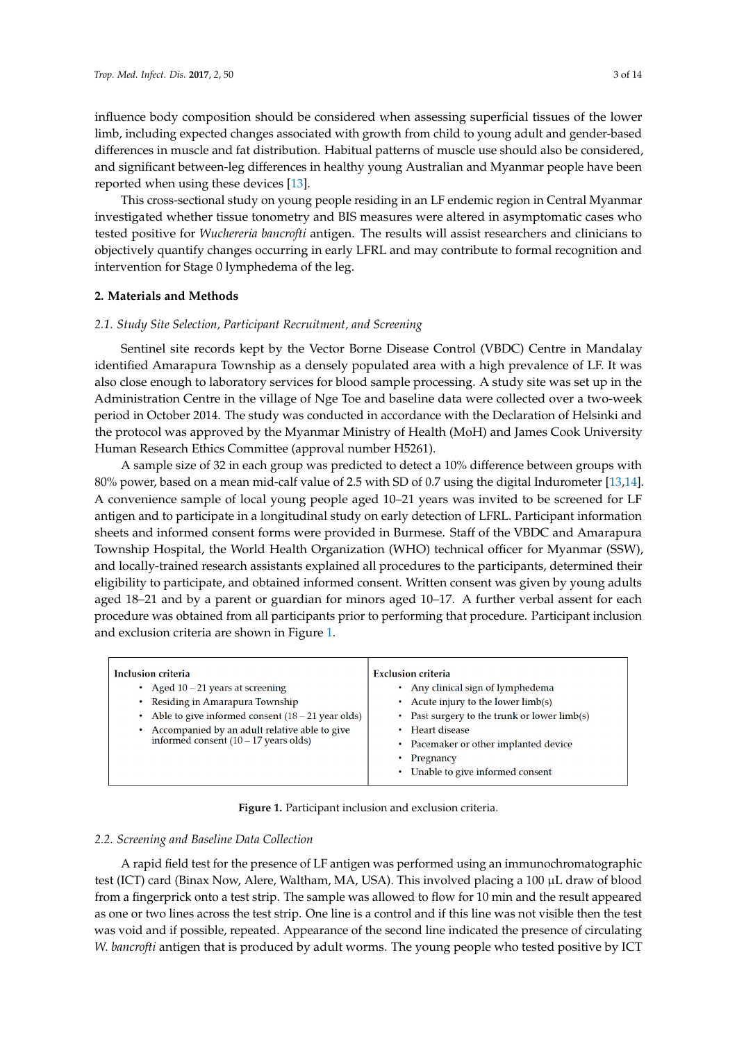influence body composition should be considered when assessing superficial tissues of the lower limb, including expected changes associated with growth from child to young adult and gender-based differences in muscle and fat distribution. Habitual patterns of muscle use should also be considered, and significant between-leg differences in healthy young Australian and Myanmar people have been reported when using these devices [13].

This cross-sectional study on young people residing in an LF endemic region in Central Myanmar investigated whether tissue tonometry and BIS measures were altered in asymptomatic cases who tested positive for *Wuchereria bancrofti* antigen. The results will assist researchers and clinicians to objectively quantify changes occurring in early LFRL and may contribute to formal recognition and intervention for Stage 0 lymphedema of the leg.

## 2. Materials and Methods

### 2.1. Study Site Selection, Participant Recruitment, and Screening

Sentinel site records kept by the Vector Borne Disease Control (VBDC) Centre in Mandalay identified Amarapura Township as a densely populated area with a high prevalence of LF. It was also close enough to laboratory services for blood sample processing. A study site was set up in the Administration Centre in the village of Nge Toe and baseline data were collected over a two-week period in October 2014. The study was conducted in accordance with the Declaration of Helsinki and the protocol was approved by the Myanmar Ministry of Health (MoH) and James Cook University Human Research Ethics Committee (approval number H5261).

A sample size of 32 in each group was predicted to detect a 10% difference between groups with 80% power, based on a mean mid-calf value of 2.5 with SD of 0.7 using the digital Indurometer [13,14]. A convenience sample of local young people aged 10–21 years was invited to be screened for LF antigen and to participate in a longitudinal study on early detection of LFRL. Participant information sheets and informed consent forms were provided in Burmese. Staff of the VBDC and Amarapura Township Hospital, the World Health Organization (WHO) technical officer for Myanmar (SSW), and locally-trained research assistants explained all procedures to the participants, determined their eligibility to participate, and obtained informed consent. Written consent was given by young adults aged 18–21 and by a parent or guardian for minors aged 10–17. A further verbal assent for each procedure was obtained from all participants prior to performing that procedure. Participant inclusion and exclusion criteria are shown in Figure 1.

| Inclusion criteria | Exclusion criteria |
| --- | --- |
| • Aged 10 – 21 years at screening<br>• Residing in Amarapura Township<br>• Able to give informed consent (18 – 21 year olds)<br>• Accompanied by an adult relative able to give informed consent (10 – 17 years olds) | • Any clinical sign of lymphedema<br>• Acute injury to the lower limb(s)<br>• Past surgery to the trunk or lower limb(s)<br>• Heart disease<br>• Pacemaker or other implanted device<br>• Pregnancy<br>• Unable to give informed consent |

**Figure 1.** Participant inclusion and exclusion criteria.

### 2.2. Screening and Baseline Data Collection

A rapid field test for the presence of LF antigen was performed using an immunochromatographic test (ICT) card (Binax Now, Alere, Waltham, MA, USA). This involved placing a 100 μL draw of blood from a fingerprick onto a test strip. The sample was allowed to flow for 10 min and the result appeared as one or two lines across the test strip. One line is a control and if this line was not visible then the test was void and if possible, repeated. Appearance of the second line indicated the presence of circulating *W. bancrofti* antigen that is produced by adult worms. The young people who tested positive by ICT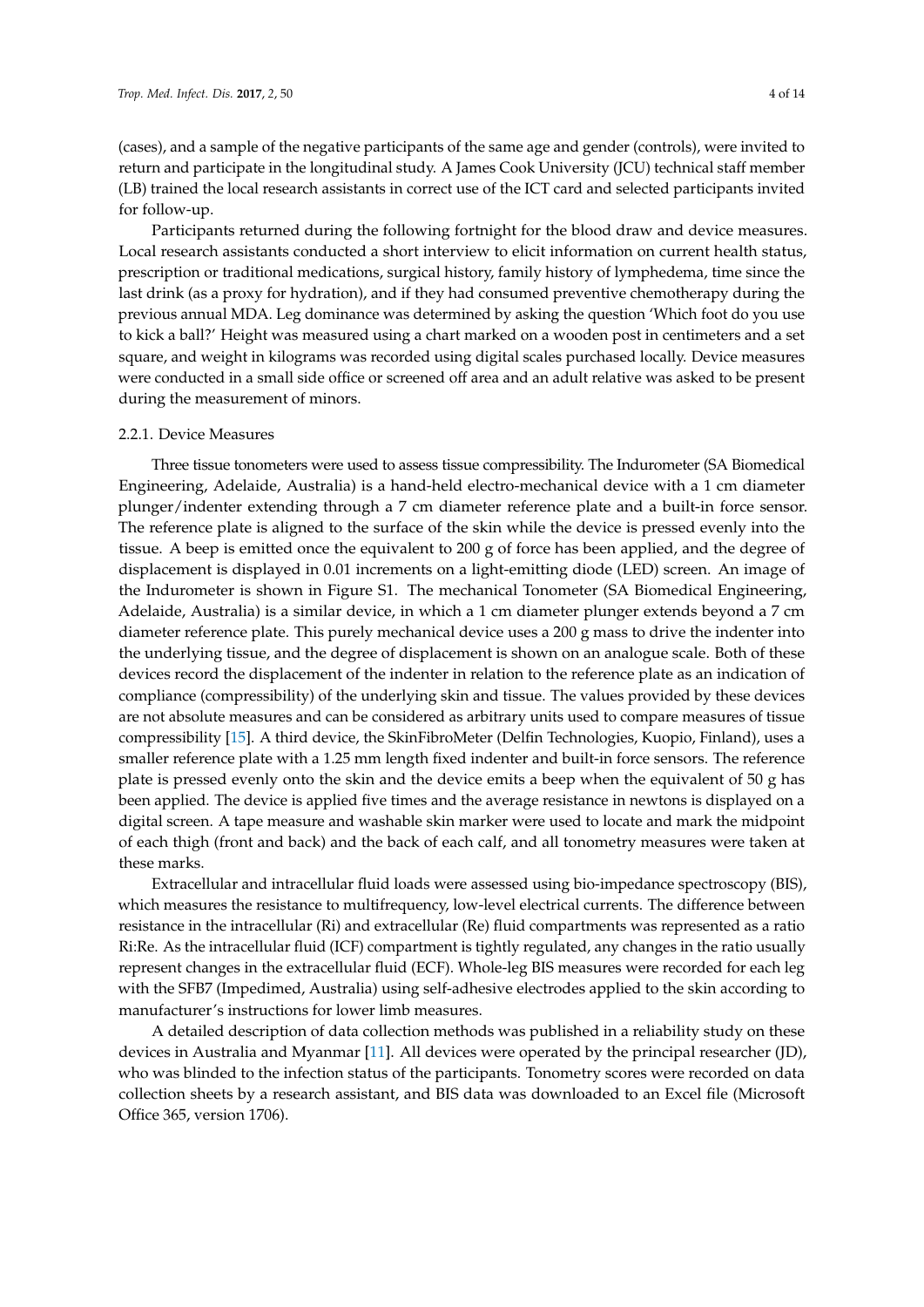(cases), and a sample of the negative participants of the same age and gender (controls), were invited to return and participate in the longitudinal study. A James Cook University (JCU) technical staff member (LB) trained the local research assistants in correct use of the ICT card and selected participants invited for follow-up.

Participants returned during the following fortnight for the blood draw and device measures. Local research assistants conducted a short interview to elicit information on current health status, prescription or traditional medications, surgical history, family history of lymphedema, time since the last drink (as a proxy for hydration), and if they had consumed preventive chemotherapy during the previous annual MDA. Leg dominance was determined by asking the question 'Which foot do you use to kick a ball?' Height was measured using a chart marked on a wooden post in centimeters and a set square, and weight in kilograms was recorded using digital scales purchased locally. Device measures were conducted in a small side office or screened off area and an adult relative was asked to be present during the measurement of minors.

### 2.2.1. Device Measures

Three tissue tonometers were used to assess tissue compressibility. The Indurometer (SA Biomedical Engineering, Adelaide, Australia) is a hand-held electro-mechanical device with a 1 cm diameter plunger/indenter extending through a 7 cm diameter reference plate and a built-in force sensor. The reference plate is aligned to the surface of the skin while the device is pressed evenly into the tissue. A beep is emitted once the equivalent to 200 g of force has been applied, and the degree of displacement is displayed in 0.01 increments on a light-emitting diode (LED) screen. An image of the Indurometer is shown in Figure S1. The mechanical Tonometer (SA Biomedical Engineering, Adelaide, Australia) is a similar device, in which a 1 cm diameter plunger extends beyond a 7 cm diameter reference plate. This purely mechanical device uses a 200 g mass to drive the indenter into the underlying tissue, and the degree of displacement is shown on an analogue scale. Both of these devices record the displacement of the indenter in relation to the reference plate as an indication of compliance (compressibility) of the underlying skin and tissue. The values provided by these devices are not absolute measures and can be considered as arbitrary units used to compare measures of tissue compressibility [15]. A third device, the SkinFibroMeter (Delfin Technologies, Kuopio, Finland), uses a smaller reference plate with a 1.25 mm length fixed indenter and built-in force sensors. The reference plate is pressed evenly onto the skin and the device emits a beep when the equivalent of 50 g has been applied. The device is applied five times and the average resistance in newtons is displayed on a digital screen. A tape measure and washable skin marker were used to locate and mark the midpoint of each thigh (front and back) and the back of each calf, and all tonometry measures were taken at these marks.

Extracellular and intracellular fluid loads were assessed using bio-impedance spectroscopy (BIS), which measures the resistance to multifrequency, low-level electrical currents. The difference between resistance in the intracellular (Ri) and extracellular (Re) fluid compartments was represented as a ratio Ri:Re. As the intracellular fluid (ICF) compartment is tightly regulated, any changes in the ratio usually represent changes in the extracellular fluid (ECF). Whole-leg BIS measures were recorded for each leg with the SFB7 (Impedimed, Australia) using self-adhesive electrodes applied to the skin according to manufacturer's instructions for lower limb measures.

A detailed description of data collection methods was published in a reliability study on these devices in Australia and Myanmar [11]. All devices were operated by the principal researcher (JD), who was blinded to the infection status of the participants. Tonometry scores were recorded on data collection sheets by a research assistant, and BIS data was downloaded to an Excel file (Microsoft Office 365, version 1706).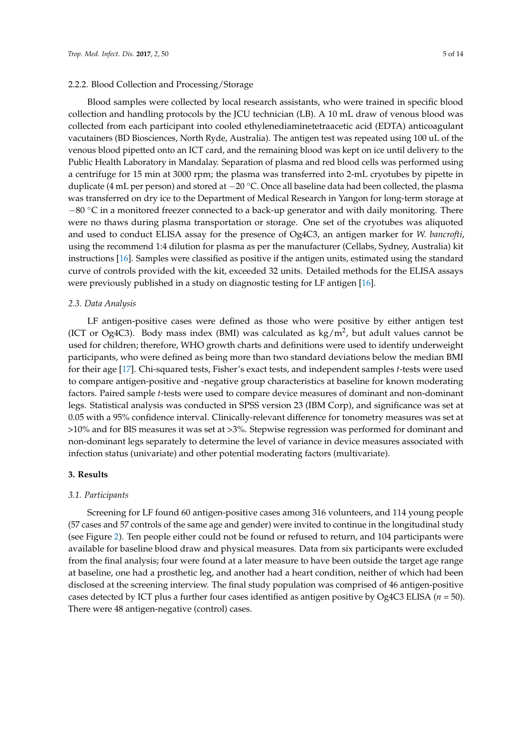#### 2.2.2. Blood Collection and Processing/Storage

Blood samples were collected by local research assistants, who were trained in specific blood collection and handling protocols by the JCU technician (LB). A 10 mL draw of venous blood was collected from each participant into cooled ethylenediaminetetraacetic acid (EDTA) anticoagulant vacutainers (BD Biosciences, North Ryde, Australia). The antigen test was repeated using 100 uL of the venous blood pipetted onto an ICT card, and the remaining blood was kept on ice until delivery to the Public Health Laboratory in Mandalay. Separation of plasma and red blood cells was performed using a centrifuge for 15 min at 3000 rpm; the plasma was transferred into 2-mL cryotubes by pipette in duplicate (4 mL per person) and stored at −20 °C. Once all baseline data had been collected, the plasma was transferred on dry ice to the Department of Medical Research in Yangon for long-term storage at −80 °C in a monitored freezer connected to a back-up generator and with daily monitoring. There were no thaws during plasma transportation or storage. One set of the cryotubes was aliquoted and used to conduct ELISA assay for the presence of Og4C3, an antigen marker for *W. bancrofti*, using the recommend 1:4 dilution for plasma as per the manufacturer (Cellabs, Sydney, Australia) kit instructions [16]. Samples were classified as positive if the antigen units, estimated using the standard curve of controls provided with the kit, exceeded 32 units. Detailed methods for the ELISA assays were previously published in a study on diagnostic testing for LF antigen [16].

### *2.3. Data Analysis*

LF antigen-positive cases were defined as those who were positive by either antigen test (ICT or Og4C3). Body mass index (BMI) was calculated as $kg/m^2$, but adult values cannot be used for children; therefore, WHO growth charts and definitions were used to identify underweight participants, who were defined as being more than two standard deviations below the median BMI for their age [17]. Chi-squared tests, Fisher's exact tests, and independent samples *t*-tests were used to compare antigen-positive and -negative group characteristics at baseline for known moderating factors. Paired sample *t*-tests were used to compare device measures of dominant and non-dominant legs. Statistical analysis was conducted in SPSS version 23 (IBM Corp), and significance was set at 0.05 with a 95% confidence interval. Clinically-relevant difference for tonometry measures was set at >10% and for BIS measures it was set at >3%. Stepwise regression was performed for dominant and non-dominant legs separately to determine the level of variance in device measures associated with infection status (univariate) and other potential moderating factors (multivariate).

## 3. Results

### *3.1. Participants*

Screening for LF found 60 antigen-positive cases among 316 volunteers, and 114 young people (57 cases and 57 controls of the same age and gender) were invited to continue in the longitudinal study (see Figure 2). Ten people either could not be found or refused to return, and 104 participants were available for baseline blood draw and physical measures. Data from six participants were excluded from the final analysis; four were found at a later measure to have been outside the target age range at baseline, one had a prosthetic leg, and another had a heart condition, neither of which had been disclosed at the screening interview. The final study population was comprised of 46 antigen-positive cases detected by ICT plus a further four cases identified as antigen positive by Og4C3 ELISA ($n$ = 50). There were 48 antigen-negative (control) cases.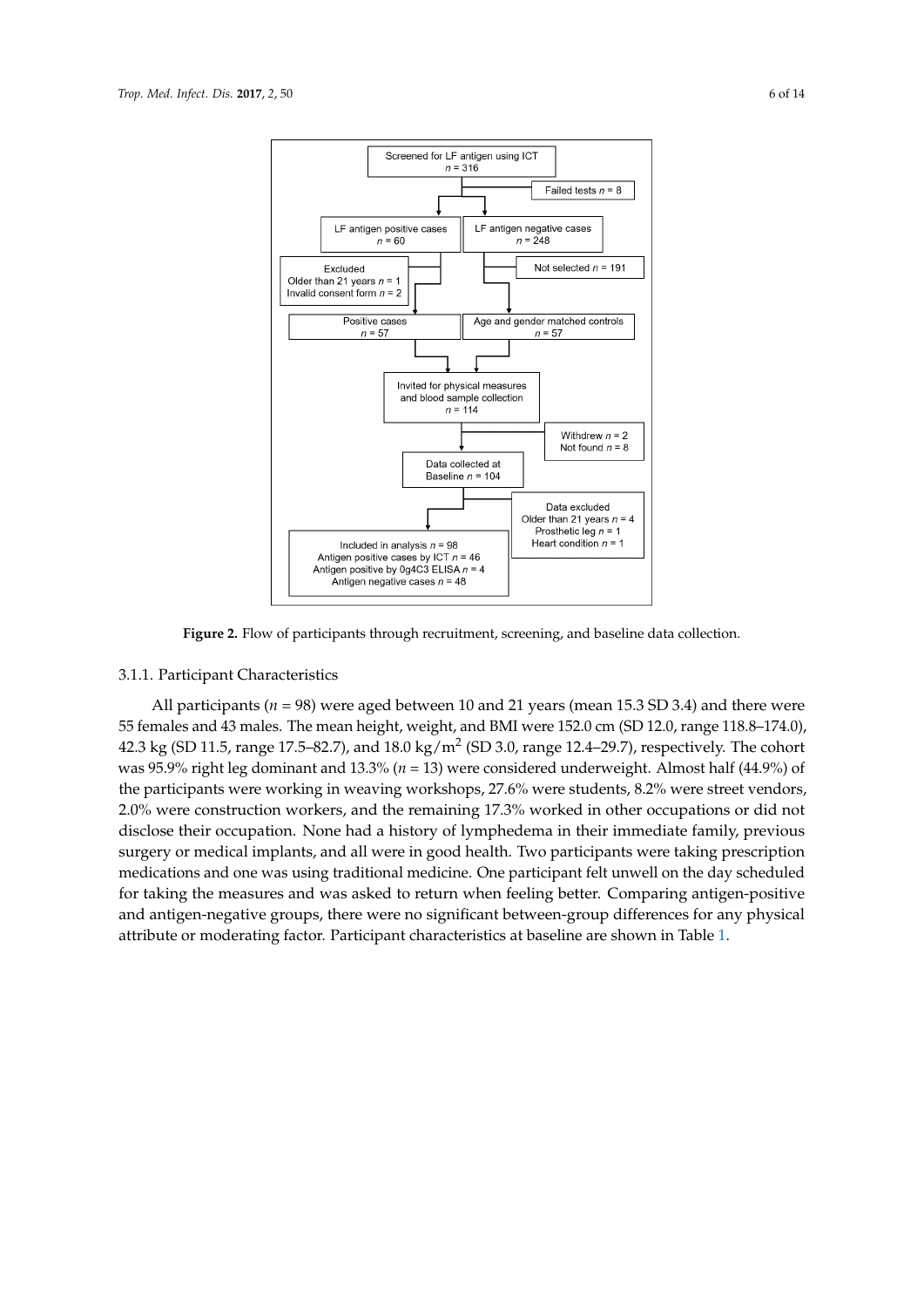Screened for LF antigen using ICT
$n = 316$

Failed tests $n = 8$

LF antigen positive cases
$n = 60$

LF antigen negative cases
$n = 248$

Excluded
Older than 21 years $n = 1$
Invalid consent form $n = 2$

Not selected $n = 191$

Positive cases
$n = 57$

Age and gender matched controls
$n = 57$

Invited for physical measures and blood sample collection
$n = 114$

Withdrew $n = 2$
Not found $n = 8$

Data collected at Baseline $n = 104$

Data excluded
Older than 21 years $n = 4$
Prosthetic leg $n = 1$
Heart condition $n = 1$

Included in analysis $n = 98$
Antigen positive cases by ICT $n = 46$
Antigen positive by 0g4C3 ELISA $n = 4$
Antigen negative cases $n = 48$

**Figure 2.** Flow of participants through recruitment, screening, and baseline data collection.

### 3.1.1. Participant Characteristics

All participants ($n = 98$) were aged between 10 and 21 years (mean 15.3 SD 3.4) and there were 55 females and 43 males. The mean height, weight, and BMI were 152.0 cm (SD 12.0, range 118.8–174.0), 42.3 kg (SD 11.5, range 17.5–82.7), and 18.0 kg/m$^2$ (SD 3.0, range 12.4–29.7), respectively. The cohort was 95.9% right leg dominant and 13.3% ($n = 13$) were considered underweight. Almost half (44.9%) of the participants were working in weaving workshops, 27.6% were students, 8.2% were street vendors, 2.0% were construction workers, and the remaining 17.3% worked in other occupations or did not disclose their occupation. None had a history of lymphedema in their immediate family, previous surgery or medical implants, and all were in good health. Two participants were taking prescription medications and one was using traditional medicine. One participant felt unwell on the day scheduled for taking the measures and was asked to return when feeling better. Comparing antigen-positive and antigen-negative groups, there were no significant between-group differences for any physical attribute or moderating factor. Participant characteristics at baseline are shown in Table 1.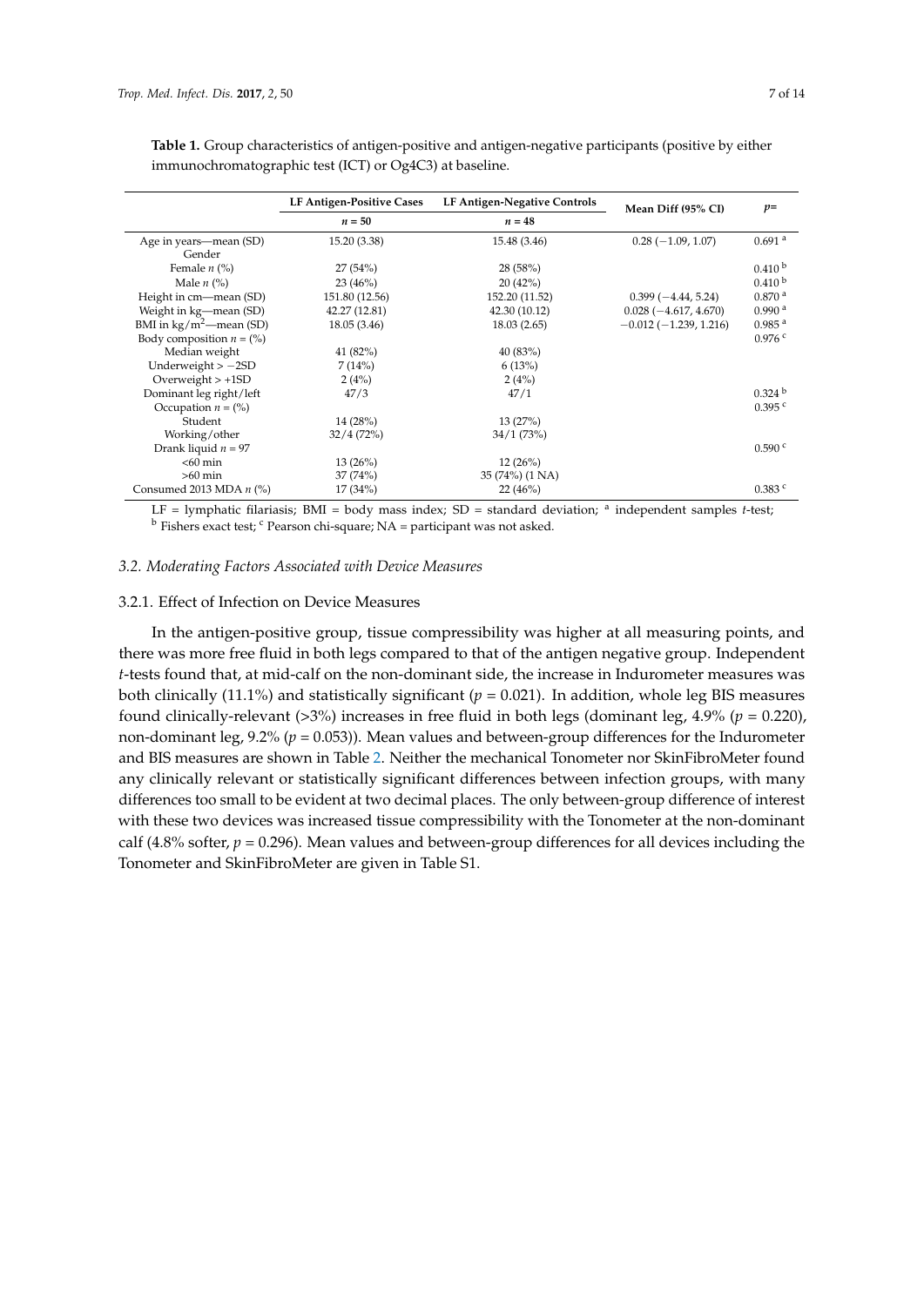**Table 1.** Group characteristics of antigen-positive and antigen-negative participants (positive by either immunochromatographic test (ICT) or Og4C3) at baseline.

| | LF Antigen-Positive Cases | LF Antigen-Negative Controls | Mean Diff (95% CI) | $p=$ |
|---|---|---|---|---|
| | $n = 50$ | $n = 48$ | | |
| Age in years—mean (SD) | 15.20 (3.38) | 15.48 (3.46) | 0.28 (−1.09, 1.07) | 0.691 [a] |
| Gender | | | | |
| Female $n$ (%) | 27 (54%) | 28 (58%) | | 0.410 [b] |
| Male $n$ (%) | 23 (46%) | 20 (42%) | | 0.410 [b] |
| Height in cm—mean (SD) | 151.80 (12.56) | 152.20 (11.52) | 0.399 (−4.44, 5.24) | 0.870 [a] |
| Weight in kg—mean (SD) | 42.27 (12.81) | 42.30 (10.12) | 0.028 (−4.617, 4.670) | 0.990 [a] |
| BMI in kg/m$^2$—mean (SD) | 18.05 (3.46) | 18.03 (2.65) | −0.012 (−1.239, 1.216) | 0.985 [a] |
| Body composition $n$ = (%) | | | | 0.976 [c] |
| Median weight | 41 (82%) | 40 (83%) | | |
| Underweight > −2SD | 7 (14%) | 6 (13%) | | |
| Overweight > +1SD | 2 (4%) | 2 (4%) | | |
| Dominant leg right/left | 47/3 | 47/1 | | 0.324 [b] |
| Occupation $n$ = (%) | | | | 0.395 [c] |
| Student | 14 (28%) | 13 (27%) | | |
| Working/other | 32/4 (72%) | 34/1 (73%) | | |
| Drank liquid $n$ = 97 | | | | 0.590 [c] |
| <60 min | 13 (26%) | 12 (26%) | | |
| >60 min | 37 (74%) | 35 (74%) (1 NA) | | |
| Consumed 2013 MDA $n$ (%) | 17 (34%) | 22 (46%) | | 0.383 [c] |

LF = lymphatic filariasis; BMI = body mass index; SD = standard deviation; [a] independent samples *t*-test; [b] Fishers exact test; [c] Pearson chi-square; NA = participant was not asked.

### *3.2. Moderating Factors Associated with Device Measures*

#### 3.2.1. Effect of Infection on Device Measures

In the antigen-positive group, tissue compressibility was higher at all measuring points, and there was more free fluid in both legs compared to that of the antigen negative group. Independent *t*-tests found that, at mid-calf on the non-dominant side, the increase in Indurometer measures was both clinically (11.1%) and statistically significant ($p = 0.021$). In addition, whole leg BIS measures found clinically-relevant (>3%) increases in free fluid in both legs (dominant leg, 4.9% ($p = 0.220$), non-dominant leg, 9.2% ($p = 0.053$)). Mean values and between-group differences for the Indurometer and BIS measures are shown in Table 2. Neither the mechanical Tonometer nor SkinFibroMeter found any clinically relevant or statistically significant differences between infection groups, with many differences too small to be evident at two decimal places. The only between-group difference of interest with these two devices was increased tissue compressibility with the Tonometer at the non-dominant calf (4.8% softer, $p = 0.296$). Mean values and between-group differences for all devices including the Tonometer and SkinFibroMeter are given in Table S1.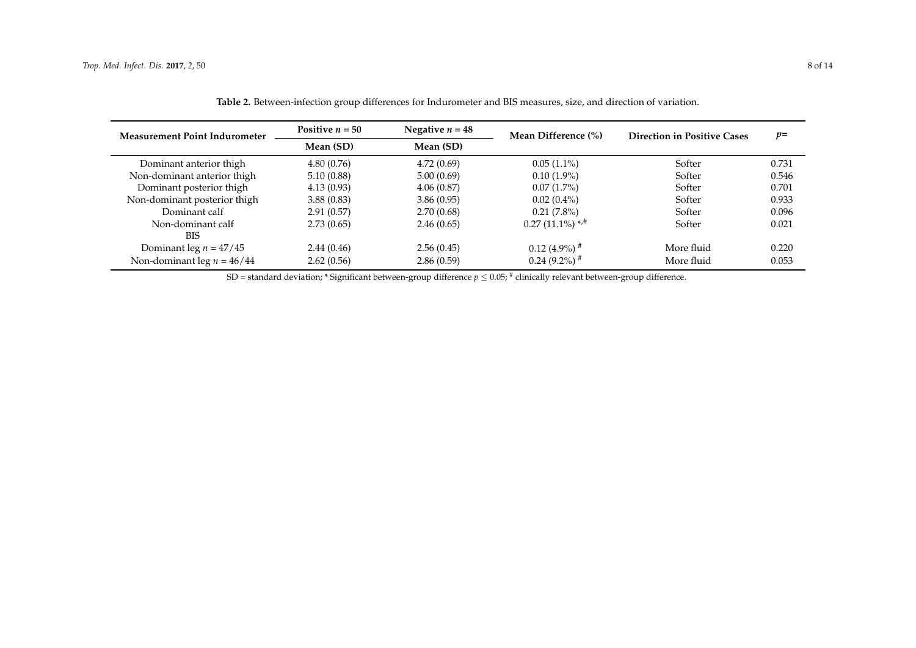**Table 2.** Between-infection group differences for Indurometer and BIS measures, size, and direction of variation.

| Measurement Point Indurometer | Positive $n = 50$ | Negative $n = 48$ | Mean Difference (%) | Direction in Positive Cases | $p=$ |
|---|---|---|---|---|---|
| | Mean (SD) | Mean (SD) | | | |
| Dominant anterior thigh | 4.80 (0.76) | 4.72 (0.69) | 0.05 (1.1%) | Softer | 0.731 |
| Non-dominant anterior thigh | 5.10 (0.88) | 5.00 (0.69) | 0.10 (1.9%) | Softer | 0.546 |
| Dominant posterior thigh | 4.13 (0.93) | 4.06 (0.87) | 0.07 (1.7%) | Softer | 0.701 |
| Non-dominant posterior thigh | 3.88 (0.83) | 3.86 (0.95) | 0.02 (0.4%) | Softer | 0.933 |
| Dominant calf | 2.91 (0.57) | 2.70 (0.68) | 0.21 (7.8%) | Softer | 0.096 |
| Non-dominant calf | 2.73 (0.65) | 2.46 (0.65) | 0.27 (11.1%) *,# | Softer | 0.021 |
| BIS | | | | | |
| Dominant leg $n = 47/45$ | 2.44 (0.46) | 2.56 (0.45) | 0.12 (4.9%) # | More fluid | 0.220 |
| Non-dominant leg $n = 46/44$ | 2.62 (0.56) | 2.86 (0.59) | 0.24 (9.2%) # | More fluid | 0.053 |

SD = standard deviation; * Significant between-group difference $p \leq 0.05$; # clinically relevant between-group difference.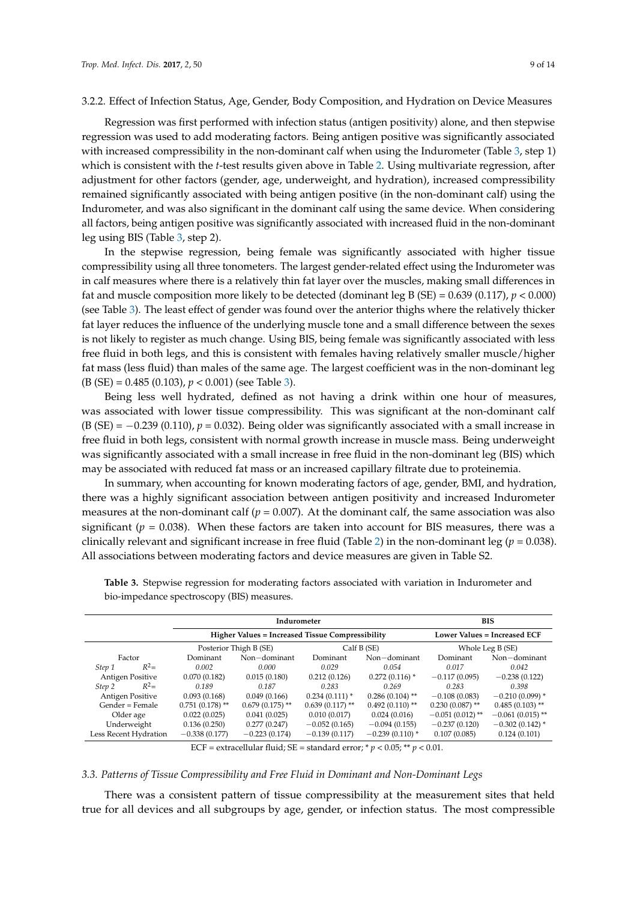#### 3.2.2. Effect of Infection Status, Age, Gender, Body Composition, and Hydration on Device Measures

Regression was first performed with infection status (antigen positivity) alone, and then stepwise regression was used to add moderating factors. Being antigen positive was significantly associated with increased compressibility in the non-dominant calf when using the Indurometer (Table 3, step 1) which is consistent with the *t*-test results given above in Table 2. Using multivariate regression, after adjustment for other factors (gender, age, underweight, and hydration), increased compressibility remained significantly associated with being antigen positive (in the non-dominant calf) using the Indurometer, and was also significant in the dominant calf using the same device. When considering all factors, being antigen positive was significantly associated with increased fluid in the non-dominant leg using BIS (Table 3, step 2).

In the stepwise regression, being female was significantly associated with higher tissue compressibility using all three tonometers. The largest gender-related effect using the Indurometer was in calf measures where there is a relatively thin fat layer over the muscles, making small differences in fat and muscle composition more likely to be detected (dominant leg B (SE) = 0.639 (0.117), $p < 0.000$) (see Table 3). The least effect of gender was found over the anterior thighs where the relatively thicker fat layer reduces the influence of the underlying muscle tone and a small difference between the sexes is not likely to register as much change. Using BIS, being female was significantly associated with less free fluid in both legs, and this is consistent with females having relatively smaller muscle/higher fat mass (less fluid) than males of the same age. The largest coefficient was in the non-dominant leg (B (SE) = 0.485 (0.103), $p < 0.001$) (see Table 3).

Being less well hydrated, defined as not having a drink within one hour of measures, was associated with lower tissue compressibility. This was significant at the non-dominant calf (B (SE) = −0.239 (0.110), $p = 0.032$). Being older was significantly associated with a small increase in free fluid in both legs, consistent with normal growth increase in muscle mass. Being underweight was significantly associated with a small increase in free fluid in the non-dominant leg (BIS) which may be associated with reduced fat mass or an increased capillary filtrate due to proteinemia.

In summary, when accounting for known moderating factors of age, gender, BMI, and hydration, there was a highly significant association between antigen positivity and increased Indurometer measures at the non-dominant calf ($p = 0.007$). At the dominant calf, the same association was also significant ($p = 0.038$). When these factors are taken into account for BIS measures, there was a clinically relevant and significant increase in free fluid (Table 2) in the non-dominant leg ($p = 0.038$). All associations between moderating factors and device measures are given in Table S2.

**Table 3.** Stepwise regression for moderating factors associated with variation in Indurometer and bio-impedance spectroscopy (BIS) measures.

| | Indurometer | | | | BIS | |
|---|---|---|---|---|---|---|
| | Higher Values = Increased Tissue Compressibility | | | | Lower Values = Increased ECF | |
| | Posterior Thigh B (SE) | | Calf B (SE) | | Whole Leg B (SE) | |
| Factor | Dominant | Non−dominant | Dominant | Non−dominant | Dominant | Non−dominant |
| *Step 1* $R^2$= | *0.002* | *0.000* | *0.029* | *0.054* | *0.017* | *0.042* |
| Antigen Positive | 0.070 (0.182) | 0.015 (0.180) | 0.212 (0.126) | 0.272 (0.116) * | −0.117 (0.095) | −0.238 (0.122) |
| *Step 2* $R^2$= | *0.189* | *0.187* | *0.283* | *0.269* | *0.283* | *0.398* |
| Antigen Positive | 0.093 (0.168) | 0.049 (0.166) | 0.234 (0.111) * | 0.286 (0.104) ** | −0.108 (0.083) | −0.210 (0.099) * |
| Gender = Female | 0.751 (0.178) ** | 0.679 (0.175) ** | 0.639 (0.117) ** | 0.492 (0.110) ** | 0.230 (0.087) ** | 0.485 (0.103) ** |
| Older age | 0.022 (0.025) | 0.041 (0.025) | 0.010 (0.017) | 0.024 (0.016) | −0.051 (0.012) ** | −0.061 (0.015) ** |
| Underweight | 0.136 (0.250) | 0.277 (0.247) | −0.052 (0.165) | −0.094 (0.155) | −0.237 (0.120) | −0.302 (0.142) * |
| Less Recent Hydration | −0.338 (0.177) | −0.223 (0.174) | −0.139 (0.117) | −0.239 (0.110) * | 0.107 (0.085) | 0.124 (0.101) |

ECF = extracellular fluid; SE = standard error; * $p < 0.05$; ** $p < 0.01$.

### 3.3. Patterns of Tissue Compressibility and Free Fluid in Dominant and Non-Dominant Legs

There was a consistent pattern of tissue compressibility at the measurement sites that held true for all devices and all subgroups by age, gender, or infection status. The most compressible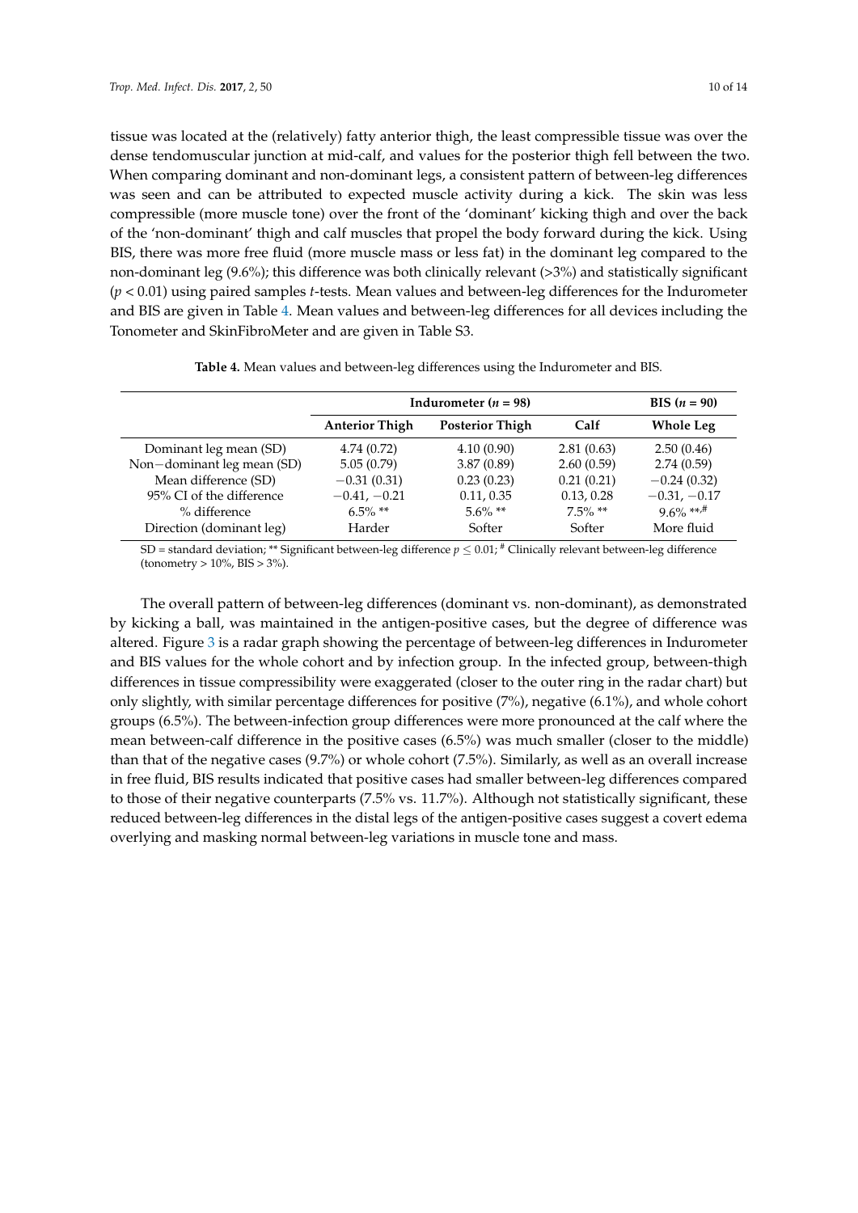tissue was located at the (relatively) fatty anterior thigh, the least compressible tissue was over the dense tendomuscular junction at mid-calf, and values for the posterior thigh fell between the two. When comparing dominant and non-dominant legs, a consistent pattern of between-leg differences was seen and can be attributed to expected muscle activity during a kick. The skin was less compressible (more muscle tone) over the front of the 'dominant' kicking thigh and over the back of the 'non-dominant' thigh and calf muscles that propel the body forward during the kick. Using BIS, there was more free fluid (more muscle mass or less fat) in the dominant leg compared to the non-dominant leg (9.6%); this difference was both clinically relevant (>3%) and statistically significant ($p < 0.01$) using paired samples *t*-tests. Mean values and between-leg differences for the Indurometer and BIS are given in Table 4. Mean values and between-leg differences for all devices including the Tonometer and SkinFibroMeter and are given in Table S3.

**Table 4.** Mean values and between-leg differences using the Indurometer and BIS.

| | Indurometer ($n$ = 98) | | | BIS ($n$ = 90) |
|---|---|---|---|---|
| | **Anterior Thigh** | **Posterior Thigh** | **Calf** | **Whole Leg** |
| Dominant leg mean (SD) | 4.74 (0.72) | 4.10 (0.90) | 2.81 (0.63) | 2.50 (0.46) |
| Non−dominant leg mean (SD) | 5.05 (0.79) | 3.87 (0.89) | 2.60 (0.59) | 2.74 (0.59) |
| Mean difference (SD) | −0.31 (0.31) | 0.23 (0.23) | 0.21 (0.21) | −0.24 (0.32) |
| 95% CI of the difference | −0.41, −0.21 | 0.11, 0.35 | 0.13, 0.28 | −0.31, −0.17 |
| % difference | 6.5% ** | 5.6% ** | 7.5% ** | 9.6% **,# |
| Direction (dominant leg) | Harder | Softer | Softer | More fluid |

SD = standard deviation; ** Significant between-leg difference $p \leq 0.01$; # Clinically relevant between-leg difference (tonometry > 10%, BIS > 3%).

The overall pattern of between-leg differences (dominant vs. non-dominant), as demonstrated by kicking a ball, was maintained in the antigen-positive cases, but the degree of difference was altered. Figure 3 is a radar graph showing the percentage of between-leg differences in Indurometer and BIS values for the whole cohort and by infection group. In the infected group, between-thigh differences in tissue compressibility were exaggerated (closer to the outer ring in the radar chart) but only slightly, with similar percentage differences for positive (7%), negative (6.1%), and whole cohort groups (6.5%). The between-infection group differences were more pronounced at the calf where the mean between-calf difference in the positive cases (6.5%) was much smaller (closer to the middle) than that of the negative cases (9.7%) or whole cohort (7.5%). Similarly, as well as an overall increase in free fluid, BIS results indicated that positive cases had smaller between-leg differences compared to those of their negative counterparts (7.5% vs. 11.7%). Although not statistically significant, these reduced between-leg differences in the distal legs of the antigen-positive cases suggest a covert edema overlying and masking normal between-leg variations in muscle tone and mass.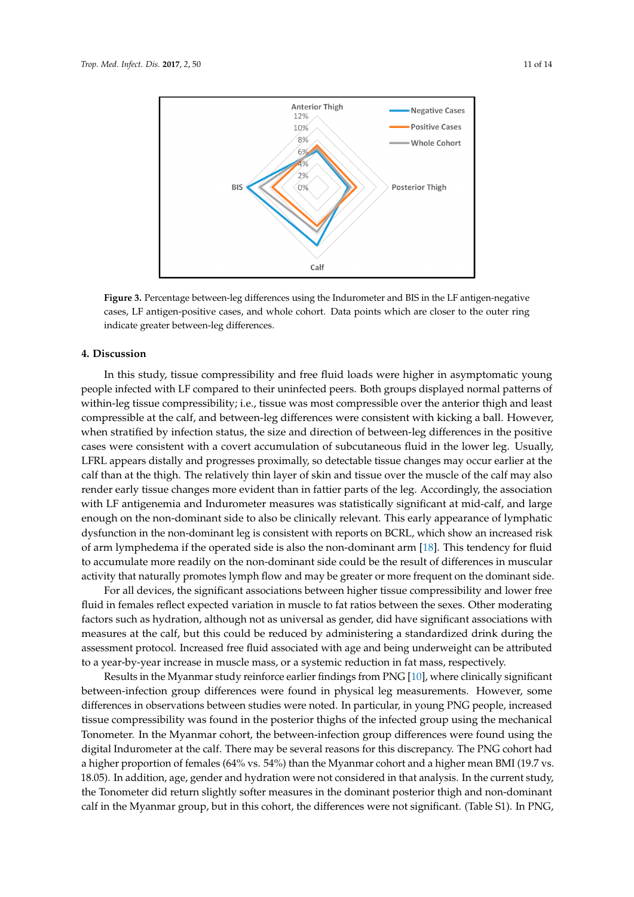**Figure 3.** Percentage between-leg differences using the Indurometer and BIS in the LF antigen-negative cases, LF antigen-positive cases, and whole cohort. Data points which are closer to the outer ring indicate greater between-leg differences.

## 4. Discussion

In this study, tissue compressibility and free fluid loads were higher in asymptomatic young people infected with LF compared to their uninfected peers. Both groups displayed normal patterns of within-leg tissue compressibility; i.e., tissue was most compressible over the anterior thigh and least compressible at the calf, and between-leg differences were consistent with kicking a ball. However, when stratified by infection status, the size and direction of between-leg differences in the positive cases were consistent with a covert accumulation of subcutaneous fluid in the lower leg. Usually, LFRL appears distally and progresses proximally, so detectable tissue changes may occur earlier at the calf than at the thigh. The relatively thin layer of skin and tissue over the muscle of the calf may also render early tissue changes more evident than in fattier parts of the leg. Accordingly, the association with LF antigenemia and Indurometer measures was statistically significant at mid-calf, and large enough on the non-dominant side to also be clinically relevant. This early appearance of lymphatic dysfunction in the non-dominant leg is consistent with reports on BCRL, which show an increased risk of arm lymphedema if the operated side is also the non-dominant arm [18]. This tendency for fluid to accumulate more readily on the non-dominant side could be the result of differences in muscular activity that naturally promotes lymph flow and may be greater or more frequent on the dominant side.

For all devices, the significant associations between higher tissue compressibility and lower free fluid in females reflect expected variation in muscle to fat ratios between the sexes. Other moderating factors such as hydration, although not as universal as gender, did have significant associations with measures at the calf, but this could be reduced by administering a standardized drink during the assessment protocol. Increased free fluid associated with age and being underweight can be attributed to a year-by-year increase in muscle mass, or a systemic reduction in fat mass, respectively.

Results in the Myanmar study reinforce earlier findings from PNG [10], where clinically significant between-infection group differences were found in physical leg measurements. However, some differences in observations between studies were noted. In particular, in young PNG people, increased tissue compressibility was found in the posterior thighs of the infected group using the mechanical Tonometer. In the Myanmar cohort, the between-infection group differences were found using the digital Indurometer at the calf. There may be several reasons for this discrepancy. The PNG cohort had a higher proportion of females (64% vs. 54%) than the Myanmar cohort and a higher mean BMI (19.7 vs. 18.05). In addition, age, gender and hydration were not considered in that analysis. In the current study, the Tonometer did return slightly softer measures in the dominant posterior thigh and non-dominant calf in the Myanmar group, but in this cohort, the differences were not significant. (Table S1). In PNG,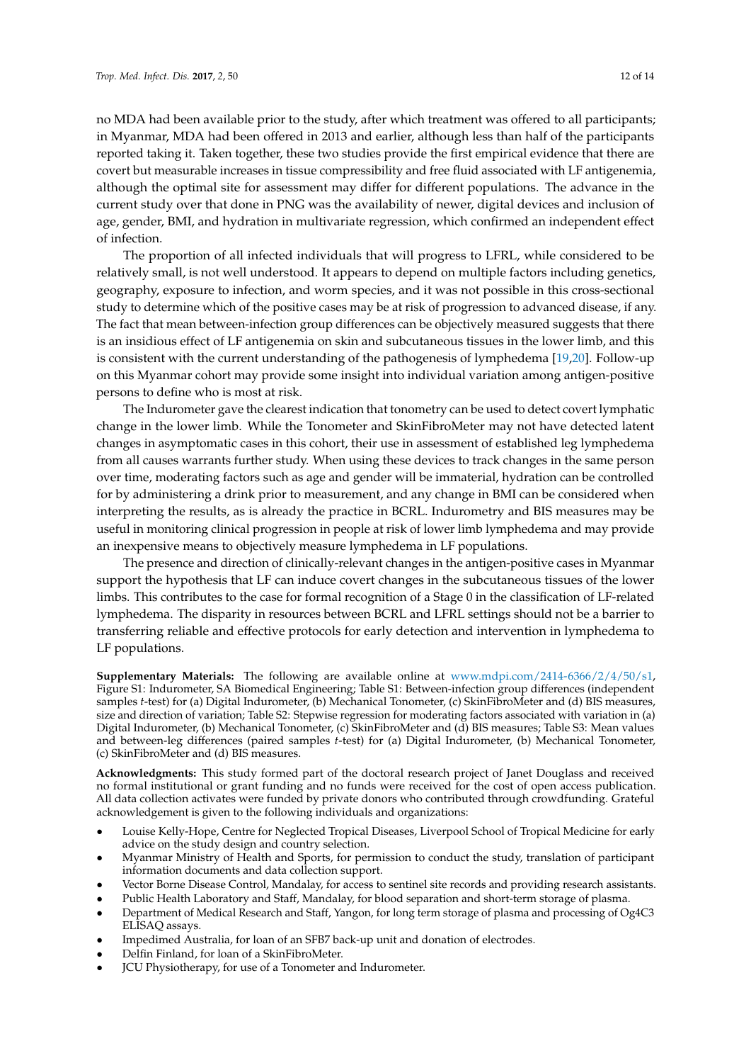no MDA had been available prior to the study, after which treatment was offered to all participants; in Myanmar, MDA had been offered in 2013 and earlier, although less than half of the participants reported taking it. Taken together, these two studies provide the first empirical evidence that there are covert but measurable increases in tissue compressibility and free fluid associated with LF antigenemia, although the optimal site for assessment may differ for different populations. The advance in the current study over that done in PNG was the availability of newer, digital devices and inclusion of age, gender, BMI, and hydration in multivariate regression, which confirmed an independent effect of infection.

The proportion of all infected individuals that will progress to LFRL, while considered to be relatively small, is not well understood. It appears to depend on multiple factors including genetics, geography, exposure to infection, and worm species, and it was not possible in this cross-sectional study to determine which of the positive cases may be at risk of progression to advanced disease, if any. The fact that mean between-infection group differences can be objectively measured suggests that there is an insidious effect of LF antigenemia on skin and subcutaneous tissues in the lower limb, and this is consistent with the current understanding of the pathogenesis of lymphedema [19,20]. Follow-up on this Myanmar cohort may provide some insight into individual variation among antigen-positive persons to define who is most at risk.

The Indurometer gave the clearest indication that tonometry can be used to detect covert lymphatic change in the lower limb. While the Tonometer and SkinFibroMeter may not have detected latent changes in asymptomatic cases in this cohort, their use in assessment of established leg lymphedema from all causes warrants further study. When using these devices to track changes in the same person over time, moderating factors such as age and gender will be immaterial, hydration can be controlled for by administering a drink prior to measurement, and any change in BMI can be considered when interpreting the results, as is already the practice in BCRL. Indurometry and BIS measures may be useful in monitoring clinical progression in people at risk of lower limb lymphedema and may provide an inexpensive means to objectively measure lymphedema in LF populations.

The presence and direction of clinically-relevant changes in the antigen-positive cases in Myanmar support the hypothesis that LF can induce covert changes in the subcutaneous tissues of the lower limbs. This contributes to the case for formal recognition of a Stage 0 in the classification of LF-related lymphedema. The disparity in resources between BCRL and LFRL settings should not be a barrier to transferring reliable and effective protocols for early detection and intervention in lymphedema to LF populations.

**Supplementary Materials:** The following are available online at www.mdpi.com/2414-6366/2/4/50/s1, Figure S1: Indurometer, SA Biomedical Engineering; Table S1: Between-infection group differences (independent samples *t*-test) for (a) Digital Indurometer, (b) Mechanical Tonometer, (c) SkinFibroMeter and (d) BIS measures, size and direction of variation; Table S2: Stepwise regression for moderating factors associated with variation in (a) Digital Indurometer, (b) Mechanical Tonometer, (c) SkinFibroMeter and (d) BIS measures; Table S3: Mean values and between-leg differences (paired samples *t*-test) for (a) Digital Indurometer, (b) Mechanical Tonometer, (c) SkinFibroMeter and (d) BIS measures.

**Acknowledgments:** This study formed part of the doctoral research project of Janet Douglass and received no formal institutional or grant funding and no funds were received for the cost of open access publication. All data collection activates were funded by private donors who contributed through crowdfunding. Grateful acknowledgement is given to the following individuals and organizations:

- Louise Kelly-Hope, Centre for Neglected Tropical Diseases, Liverpool School of Tropical Medicine for early advice on the study design and country selection.
- Myanmar Ministry of Health and Sports, for permission to conduct the study, translation of participant information documents and data collection support.
- Vector Borne Disease Control, Mandalay, for access to sentinel site records and providing research assistants.
- Public Health Laboratory and Staff, Mandalay, for blood separation and short-term storage of plasma.
- Department of Medical Research and Staff, Yangon, for long term storage of plasma and processing of Og4C3 ELISAQ assays.
- Impedimed Australia, for loan of an SFB7 back-up unit and donation of electrodes.
- Delfin Finland, for loan of a SkinFibroMeter.
- JCU Physiotherapy, for use of a Tonometer and Indurometer.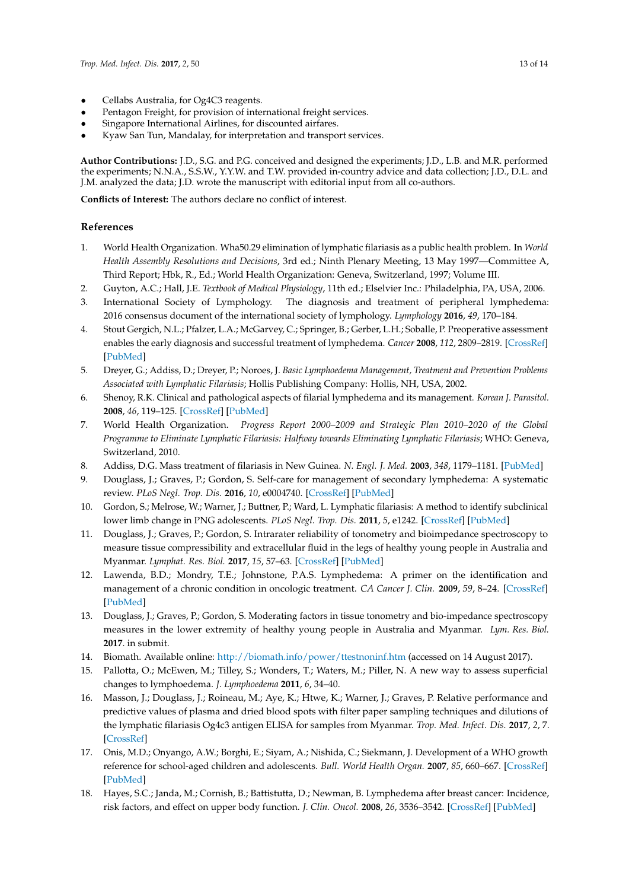- Cellabs Australia, for Og4C3 reagents.
- Pentagon Freight, for provision of international freight services.
- Singapore International Airlines, for discounted airfares.
- Kyaw San Tun, Mandalay, for interpretation and transport services.

**Author Contributions:** J.D., S.G. and P.G. conceived and designed the experiments; J.D., L.B. and M.R. performed the experiments; N.N.A., S.S.W., Y.Y.W. and T.W. provided in-country advice and data collection; J.D., D.L. and J.M. analyzed the data; J.D. wrote the manuscript with editorial input from all co-authors.

**Conflicts of Interest:** The authors declare no conflict of interest.

## References

1. World Health Organization. Wha50.29 elimination of lymphatic filariasis as a public health problem. In *World Health Assembly Resolutions and Decisions*, 3rd ed.; Ninth Plenary Meeting, 13 May 1997—Committee A, Third Report; Hbk, R., Ed.; World Health Organization: Geneva, Switzerland, 1997; Volume III.
2. Guyton, A.C.; Hall, J.E. *Textbook of Medical Physiology*, 11th ed.; Elselvier Inc.: Philadelphia, PA, USA, 2006.
3. International Society of Lymphology. The diagnosis and treatment of peripheral lymphedema: 2016 consensus document of the international society of lymphology. *Lymphology* **2016**, *49*, 170–184.
4. Stout Gergich, N.L.; Pfalzer, L.A.; McGarvey, C.; Springer, B.; Gerber, L.H.; Soballe, P. Preoperative assessment enables the early diagnosis and successful treatment of lymphedema. *Cancer* **2008**, *112*, 2809–2819. [CrossRef] [PubMed]
5. Dreyer, G.; Addiss, D.; Dreyer, P.; Noroes, J. *Basic Lymphoedema Management, Treatment and Prevention Problems Associated with Lymphatic Filariasis*; Hollis Publishing Company: Hollis, NH, USA, 2002.
6. Shenoy, R.K. Clinical and pathological aspects of filarial lymphedema and its management. *Korean J. Parasitol.* **2008**, *46*, 119–125. [CrossRef] [PubMed]
7. World Health Organization. *Progress Report 2000–2009 and Strategic Plan 2010–2020 of the Global Programme to Eliminate Lymphatic Filariasis: Halfway towards Eliminating Lymphatic Filariasis*; WHO: Geneva, Switzerland, 2010.
8. Addiss, D.G. Mass treatment of filariasis in New Guinea. *N. Engl. J. Med.* **2003**, *348*, 1179–1181. [PubMed]
9. Douglass, J.; Graves, P.; Gordon, S. Self-care for management of secondary lymphedema: A systematic review. *PLoS Negl. Trop. Dis.* **2016**, *10*, e0004740. [CrossRef] [PubMed]
10. Gordon, S.; Melrose, W.; Warner, J.; Buttner, P.; Ward, L. Lymphatic filariasis: A method to identify subclinical lower limb change in PNG adolescents. *PLoS Negl. Trop. Dis.* **2011**, *5*, e1242. [CrossRef] [PubMed]
11. Douglass, J.; Graves, P.; Gordon, S. Intrarater reliability of tonometry and bioimpedance spectroscopy to measure tissue compressibility and extracellular fluid in the legs of healthy young people in Australia and Myanmar. *Lymphat. Res. Biol.* **2017**, *15*, 57–63. [CrossRef] [PubMed]
12. Lawenda, B.D.; Mondry, T.E.; Johnstone, P.A.S. Lymphedema: A primer on the identification and management of a chronic condition in oncologic treatment. *CA Cancer J. Clin.* **2009**, *59*, 8–24. [CrossRef] [PubMed]
13. Douglass, J.; Graves, P.; Gordon, S. Moderating factors in tissue tonometry and bio-impedance spectroscopy measures in the lower extremity of healthy young people in Australia and Myanmar. *Lym. Res. Biol.* **2017**. in submit.
14. Biomath. Available online: http://biomath.info/power/ttestnoninf.htm (accessed on 14 August 2017).
15. Pallotta, O.; McEwen, M.; Tilley, S.; Wonders, T.; Waters, M.; Piller, N. A new way to assess superficial changes to lymphoedema. *J. Lymphoedema* **2011**, *6*, 34–40.
16. Masson, J.; Douglass, J.; Roineau, M.; Aye, K.; Htwe, K.; Warner, J.; Graves, P. Relative performance and predictive values of plasma and dried blood spots with filter paper sampling techniques and dilutions of the lymphatic filariasis Og4c3 antigen ELISA for samples from Myanmar. *Trop. Med. Infect. Dis.* **2017**, *2*, 7. [CrossRef]
17. Onis, M.D.; Onyango, A.W.; Borghi, E.; Siyam, A.; Nishida, C.; Siekmann, J. Development of a WHO growth reference for school-aged children and adolescents. *Bull. World Health Organ.* **2007**, *85*, 660–667. [CrossRef] [PubMed]
18. Hayes, S.C.; Janda, M.; Cornish, B.; Battistutta, D.; Newman, B. Lymphedema after breast cancer: Incidence, risk factors, and effect on upper body function. *J. Clin. Oncol.* **2008**, *26*, 3536–3542. [CrossRef] [PubMed]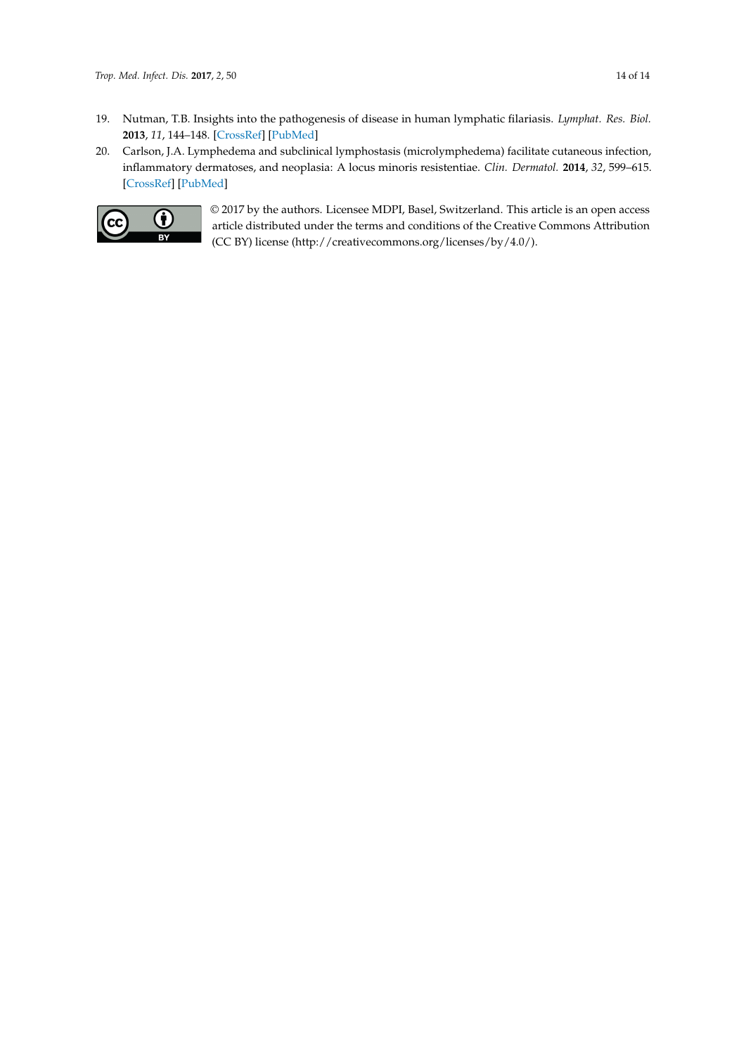19. Nutman, T.B. Insights into the pathogenesis of disease in human lymphatic filariasis. *Lymphat. Res. Biol.* **2013**, *11*, 144–148. [CrossRef] [PubMed]
20. Carlson, J.A. Lymphedema and subclinical lymphostasis (microlymphedema) facilitate cutaneous infection, inflammatory dermatoses, and neoplasia: A locus minoris resistentiae. *Clin. Dermatol.* **2014**, *32*, 599–615. [CrossRef] [PubMed]

© 2017 by the authors. Licensee MDPI, Basel, Switzerland. This article is an open access article distributed under the terms and conditions of the Creative Commons Attribution (CC BY) license (http://creativecommons.org/licenses/by/4.0/).